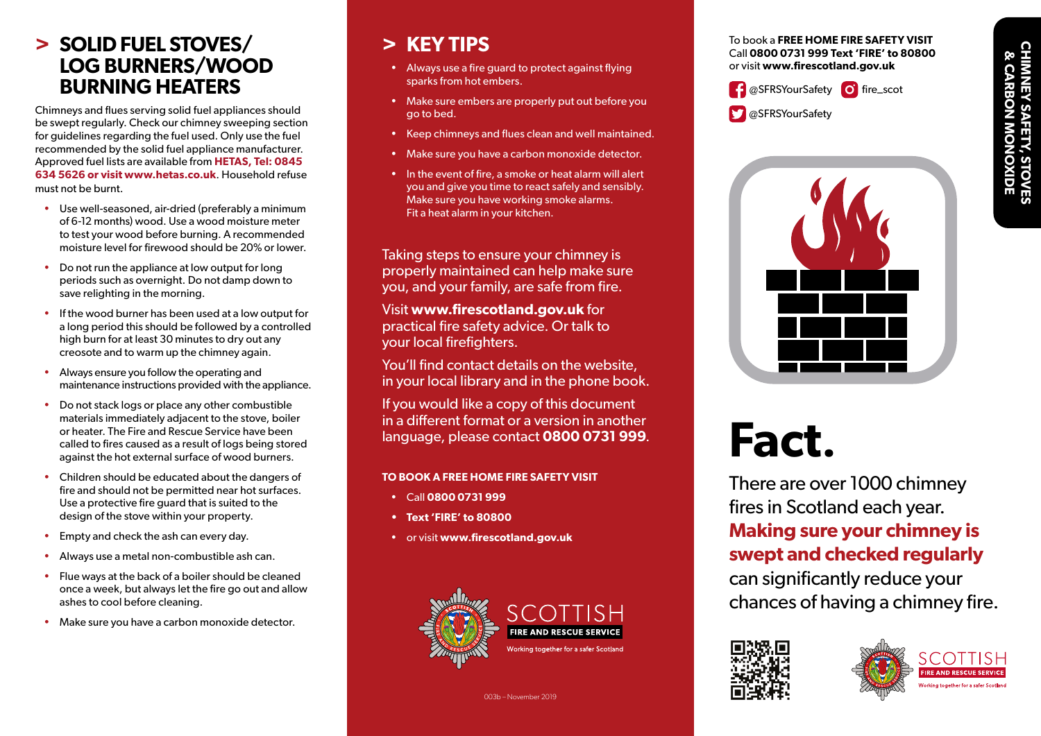## > SOLID FUEL STOVES/ LOG BURNERS/WOOD BURNING HEATERS

Chimneys and flues serving solid fuel appliances should be swept regularly. Check our chimney sweeping section for guidelines regarding the fuel used. Only use the fuel recommended by the solid fuel appliance manufacturer. Approved fuel lists are available from **HETAS, Tel: 0845 634 5626 or visit www.hetas.co.uk**. Household refuse must not be burnt.

- Use well-seasoned, air-dried (preferably a minimum of 6-12 months) wood. Use a wood moisture meter to test your wood before burning. A recommended moisture level for firewood should be 20% or lower.
- Do not run the appliance at low output for long periods such as overnight. Do not damp down to save relighting in the morning.
- If the wood burner has been used at a low output for a long period this should be followed by a controlled high burn for at least 30 minutes to dry out any creosote and to warm up the chimney again.
- Always ensure you follow the operating and maintenance instructions provided with the appliance.
- Do not stack logs or place any other combustible materials immediately adjacent to the stove, boiler or heater. The Fire and Rescue Service have been called to fires caused as a result of logs being stored against the hot external surface of wood burners.
- Children should be educated about the dangers of fire and should not be permitted near hot surfaces. Use a protective fire guard that is suited to the design of the stove within your property.
- Empty and check the ash can every day.
- Always use a metal non-combustible ash can.
- Flue ways at the back of a boiler should be cleaned once a week, but always let the fire go out and allow ashes to cool before cleaning.
- Make sure you have a carbon monoxide detector.

## > KEY TIPS

- Always use a fire guard to protect against flying sparks from hot embers.
- Make sure embers are properly put out before you go to bed.
- Keep chimneys and flues clean and well maintained.
- Make sure you have a carbon monoxide detector.
- In the event of fire, a smoke or heat alarm will alert you and give you time to react safely and sensibly. Make sure you have working smoke alarms. Fit a heat alarm in your kitchen.

Taking steps to ensure your chimney is properly maintained can help make sure you, and your family, are safe from fire.

Visit **www.firescotland.gov.uk** for practical fire safety advice. Or talk to your local firefighters.

You'll find contact details on the website, in your local library and in the phone book.

If you would like a copy of this document in a different format or a version in another language, please contact **0800 0731 999**.

**TO BOOK A FREE HOME FIRE SAFETY VISIT**

- Call **0800 0731 999**
- **Text 'FIRE' to 80800**
- or visit **www.firescotland.gov.uk**

SCOTTISH FIRE AND RESCUE SERVICE
Working together for a safer Scotland

003b – November 2019

To book a **FREE HOME FIRE SAFETY VISIT**
Call **0800 0731 999 Text 'FIRE' to 80800**
or visit **www.firescotland.gov.uk**

@SFRSYourSafety fire_scot
@SFRSYourSafety

# CHIMNEY SAFETY, STOVES & CARBON MONOXIDE

# Fact.

There are over 1000 chimney fires in Scotland each year. **Making sure your chimney is swept and checked regularly** can significantly reduce your chances of having a chimney fire.

SCOTTISH FIRE AND RESCUE SERVICE
Working together for a safer Scotland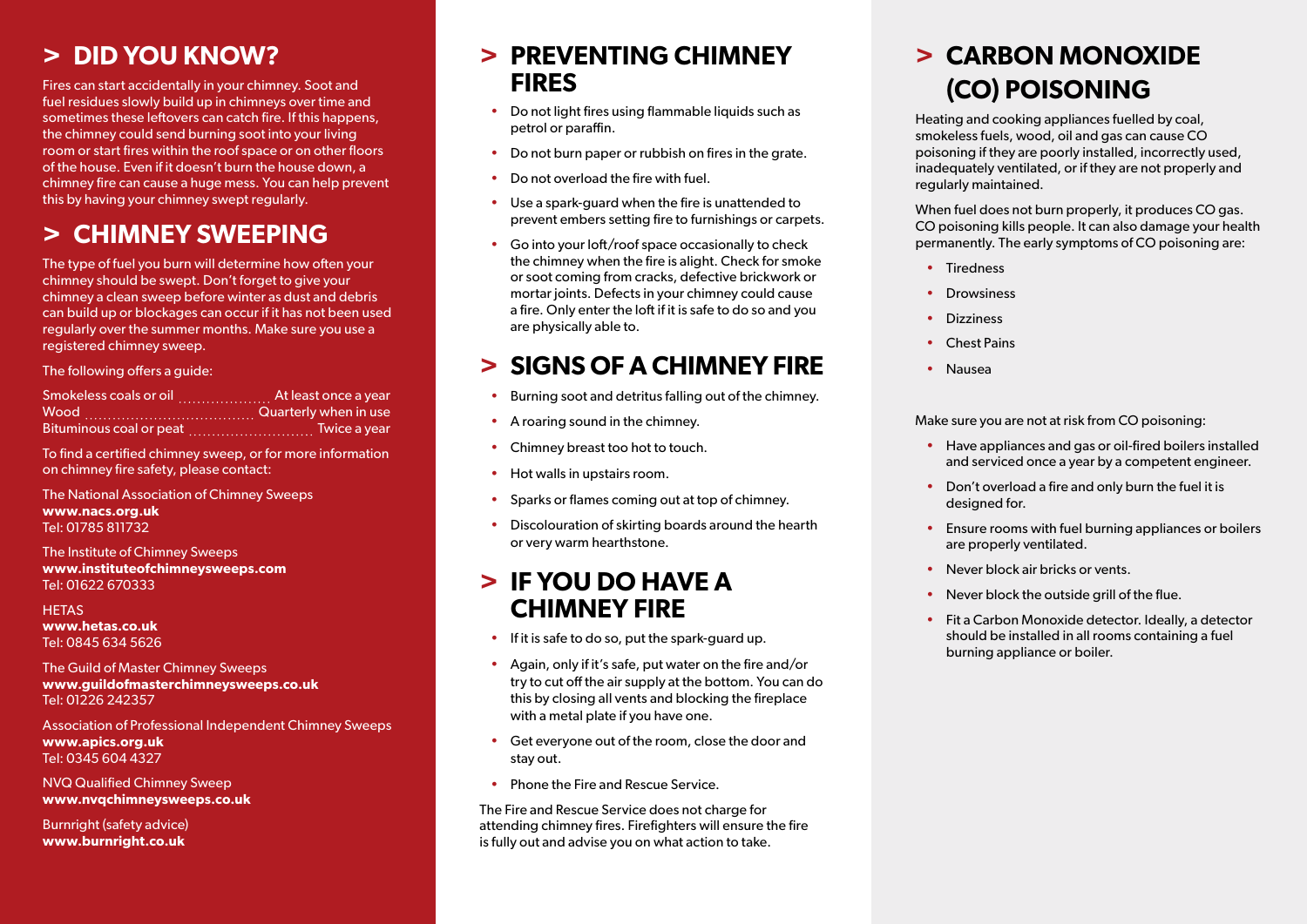## > DID YOU KNOW?

Fires can start accidentally in your chimney. Soot and fuel residues slowly build up in chimneys over time and sometimes these leftovers can catch fire. If this happens, the chimney could send burning soot into your living room or start fires within the roof space or on other floors of the house. Even if it doesn't burn the house down, a chimney fire can cause a huge mess. You can help prevent this by having your chimney swept regularly.

## > CHIMNEY SWEEPING

The type of fuel you burn will determine how often your chimney should be swept. Don't forget to give your chimney a clean sweep before winter as dust and debris can build up or blockages can occur if it has not been used regularly over the summer months. Make sure you use a registered chimney sweep.

The following offers a guide:

| | |
|---|---|
| Smokeless coals or oil | At least once a year |
| Wood | Quarterly when in use |
| Bituminous coal or peat | Twice a year |

To find a certified chimney sweep, or for more information on chimney fire safety, please contact:

The National Association of Chimney Sweeps
**www.nacs.org.uk**
Tel: 01785 811732

The Institute of Chimney Sweeps
**www.instituteofchimneysweeps.com**
Tel: 01622 670333

HETAS
**www.hetas.co.uk**
Tel: 0845 634 5626

The Guild of Master Chimney Sweeps
**www.guildofmasterchimneysweeps.co.uk**
Tel: 01226 242357

Association of Professional Independent Chimney Sweeps
**www.apics.org.uk**
Tel: 0345 604 4327

NVQ Qualified Chimney Sweep
**www.nvqchimneysweeps.co.uk**

Burnright (safety advice)
**www.burnright.co.uk**

## > PREVENTING CHIMNEY FIRES

- Do not light fires using flammable liquids such as petrol or paraffin.
- Do not burn paper or rubbish on fires in the grate.
- Do not overload the fire with fuel.
- Use a spark-guard when the fire is unattended to prevent embers setting fire to furnishings or carpets.
- Go into your loft/roof space occasionally to check the chimney when the fire is alight. Check for smoke or soot coming from cracks, defective brickwork or mortar joints. Defects in your chimney could cause a fire. Only enter the loft if it is safe to do so and you are physically able to.

## > SIGNS OF A CHIMNEY FIRE

- Burning soot and detritus falling out of the chimney.
- A roaring sound in the chimney.
- Chimney breast too hot to touch.
- Hot walls in upstairs room.
- Sparks or flames coming out at top of chimney.
- Discolouration of skirting boards around the hearth or very warm hearthstone.

## > IF YOU DO HAVE A CHIMNEY FIRE

- If it is safe to do so, put the spark-guard up.
- Again, only if it's safe, put water on the fire and/or try to cut off the air supply at the bottom. You can do this by closing all vents and blocking the fireplace with a metal plate if you have one.
- Get everyone out of the room, close the door and stay out.
- Phone the Fire and Rescue Service.

The Fire and Rescue Service does not charge for attending chimney fires. Firefighters will ensure the fire is fully out and advise you on what action to take.

## > CARBON MONOXIDE (CO) POISONING

Heating and cooking appliances fuelled by coal, smokeless fuels, wood, oil and gas can cause CO poisoning if they are poorly installed, incorrectly used, inadequately ventilated, or if they are not properly and regularly maintained.

When fuel does not burn properly, it produces CO gas. CO poisoning kills people. It can also damage your health permanently. The early symptoms of CO poisoning are:

- Tiredness
- Drowsiness
- Dizziness
- Chest Pains
- Nausea

Make sure you are not at risk from CO poisoning:

- Have appliances and gas or oil-fired boilers installed and serviced once a year by a competent engineer.
- Don't overload a fire and only burn the fuel it is designed for.
- Ensure rooms with fuel burning appliances or boilers are properly ventilated.
- Never block air bricks or vents.
- Never block the outside grill of the flue.
- Fit a Carbon Monoxide detector. Ideally, a detector should be installed in all rooms containing a fuel burning appliance or boiler.